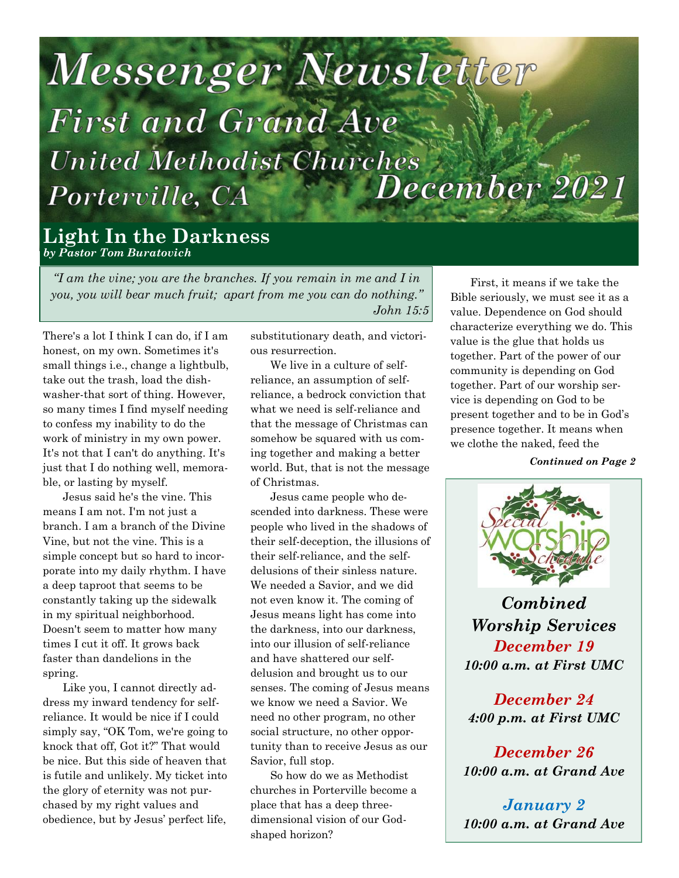# Messenger Newsletter

## First and Grand Ave

### United Methodist Churches

### Porterville, CA

### December 2021

## Light In the Darkness

***by Pastor Tom Buratovich***

> *"I am the vine; you are the branches. If you remain in me and I in you, you will bear much fruit; apart from me you can do nothing."*
> *John 15:5*

There's a lot I think I can do, if I am honest, on my own. Sometimes it's small things i.e., change a lightbulb, take out the trash, load the dishwasher-that sort of thing. However, so many times I find myself needing to confess my inability to do the work of ministry in my own power. It's not that I can't do anything. It's just that I do nothing well, memorable, or lasting by myself.

Jesus said he's the vine. This means I am not. I'm not just a branch. I am a branch of the Divine Vine, but not the vine. This is a simple concept but so hard to incorporate into my daily rhythm. I have a deep taproot that seems to be constantly taking up the sidewalk in my spiritual neighborhood. Doesn't seem to matter how many times I cut it off. It grows back faster than dandelions in the spring.

Like you, I cannot directly address my inward tendency for self-reliance. It would be nice if I could simply say, "OK Tom, we're going to knock that off, Got it?" That would be nice. But this side of heaven that is futile and unlikely. My ticket into the glory of eternity was not purchased by my right values and obedience, but by Jesus' perfect life, substitutionary death, and victorious resurrection.

We live in a culture of self-reliance, an assumption of self-reliance, a bedrock conviction that what we need is self-reliance and that the message of Christmas can somehow be squared with us coming together and making a better world. But, that is not the message of Christmas.

Jesus came people who descended into darkness. These were people who lived in the shadows of their self-deception, the illusions of their self-reliance, and the self-delusions of their sinless nature. We needed a Savior, and we did not even know it. The coming of Jesus means light has come into the darkness, into our darkness, into our illusion of self-reliance and have shattered our self-delusion and brought us to our senses. The coming of Jesus means we know we need a Savior. We need no other program, no other social structure, no other opportunity than to receive Jesus as our Savior, full stop.

So how do we as Methodist churches in Porterville become a place that has a deep three-dimensional vision of our God-shaped horizon?

First, it means if we take the Bible seriously, we must see it as a value. Dependence on God should characterize everything we do. This value is the glue that holds us together. Part of the power of our community is depending on God together. Part of our worship service is depending on God to be present together and to be in God's presence together. It means when we clothe the naked, feed the

***Continued on Page 2***

---

**Special Worship Schedule**

***Combined Worship Services***

***December 19***
***10:00 a.m. at First UMC***

***December 24***
***4:00 p.m. at First UMC***

***December 26***
***10:00 a.m. at Grand Ave***

***January 2***
***10:00 a.m. at Grand Ave***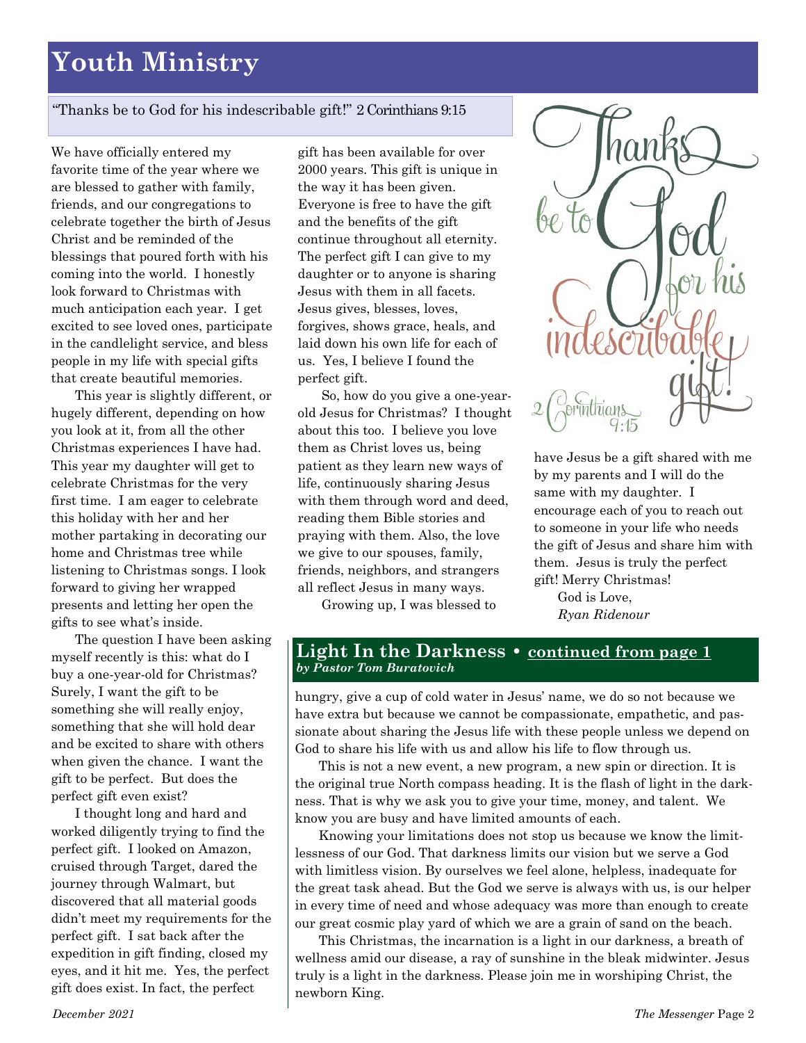# Youth Ministry

"Thanks be to God for his indescribable gift!" 2 Corinthians 9:15

We have officially entered my favorite time of the year where we are blessed to gather with family, friends, and our congregations to celebrate together the birth of Jesus Christ and be reminded of the blessings that poured forth with his coming into the world. I honestly look forward to Christmas with much anticipation each year. I get excited to see loved ones, participate in the candlelight service, and bless people in my life with special gifts that create beautiful memories.

This year is slightly different, or hugely different, depending on how you look at it, from all the other Christmas experiences I have had. This year my daughter will get to celebrate Christmas for the very first time. I am eager to celebrate this holiday with her and her mother partaking in decorating our home and Christmas tree while listening to Christmas songs. I look forward to giving her wrapped presents and letting her open the gifts to see what's inside.

The question I have been asking myself recently is this: what do I buy a one-year-old for Christmas? Surely, I want the gift to be something she will really enjoy, something that she will hold dear and be excited to share with others when given the chance. I want the gift to be perfect. But does the perfect gift even exist?

I thought long and hard and worked diligently trying to find the perfect gift. I looked on Amazon, cruised through Target, dared the journey through Walmart, but discovered that all material goods didn't meet my requirements for the perfect gift. I sat back after the expedition in gift finding, closed my eyes, and it hit me. Yes, the perfect gift does exist. In fact, the perfect gift has been available for over 2000 years. This gift is unique in the way it has been given. Everyone is free to have the gift and the benefits of the gift continue throughout all eternity. The perfect gift I can give to my daughter or to anyone is sharing Jesus with them in all facets. Jesus gives, blesses, loves, forgives, shows grace, heals, and laid down his own life for each of us. Yes, I believe I found the perfect gift.

So, how do you give a one-year-old Jesus for Christmas? I thought about this too. I believe you love them as Christ loves us, being patient as they learn new ways of life, continuously sharing Jesus with them through word and deed, reading them Bible stories and praying with them. Also, the love we give to our spouses, family, friends, neighbors, and strangers all reflect Jesus in many ways.

Growing up, I was blessed to have Jesus be a gift shared with me by my parents and I will do the same with my daughter. I encourage each of you to reach out to someone in your life who needs the gift of Jesus and share him with them. Jesus is truly the perfect gift! Merry Christmas!

God is Love,
*Ryan Ridenour*

## Light In the Darkness • continued from page 1
***by Pastor Tom Buratovich***

hungry, give a cup of cold water in Jesus' name, we do so not because we have extra but because we cannot be compassionate, empathetic, and passionate about sharing the Jesus life with these people unless we depend on God to share his life with us and allow his life to flow through us.

This is not a new event, a new program, a new spin or direction. It is the original true North compass heading. It is the flash of light in the darkness. That is why we ask you to give your time, money, and talent. We know you are busy and have limited amounts of each.

Knowing your limitations does not stop us because we know the limitlessness of our God. That darkness limits our vision but we serve a God with limitless vision. By ourselves we feel alone, helpless, inadequate for the great task ahead. But the God we serve is always with us, is our helper in every time of need and whose adequacy was more than enough to create our great cosmic play yard of which we are a grain of sand on the beach.

This Christmas, the incarnation is a light in our darkness, a breath of wellness amid our disease, a ray of sunshine in the bleak midwinter. Jesus truly is a light in the darkness. Please join me in worshiping Christ, the newborn King.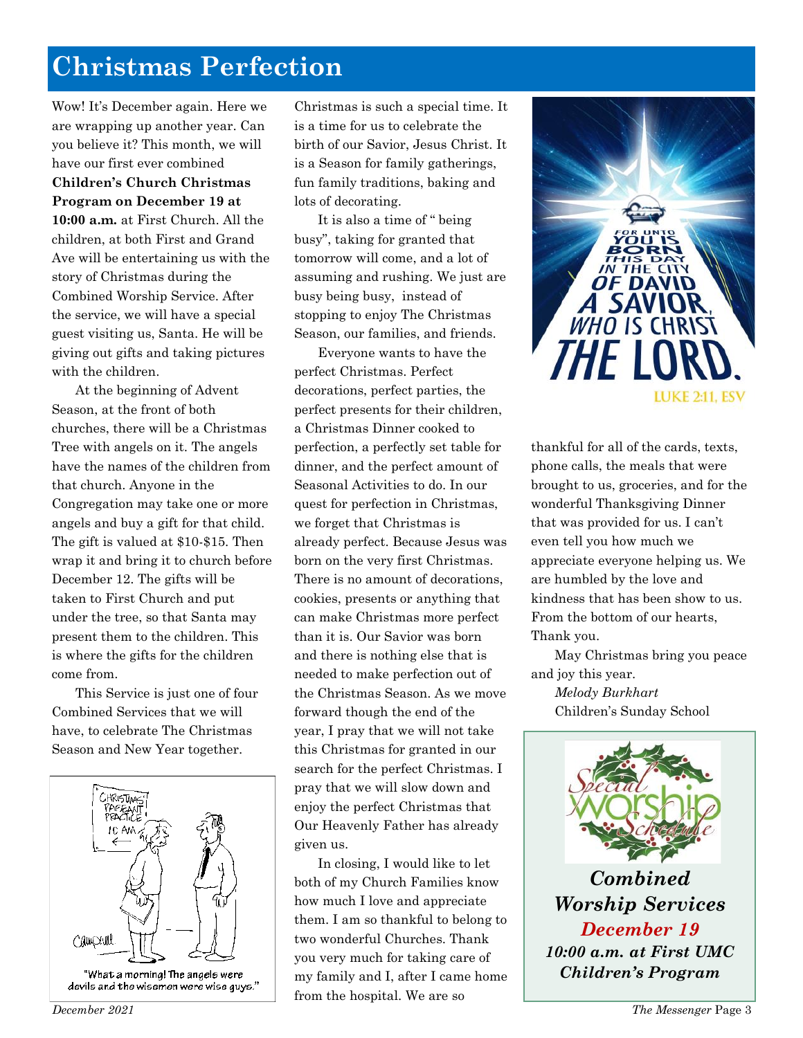# Christmas Perfection

Wow! It's December again. Here we are wrapping up another year. Can you believe it? This month, we will have our first ever combined **Children's Church Christmas Program on December 19 at 10:00 a.m.** at First Church. All the children, at both First and Grand Ave will be entertaining us with the story of Christmas during the Combined Worship Service. After the service, we will have a special guest visiting us, Santa. He will be giving out gifts and taking pictures with the children.

At the beginning of Advent Season, at the front of both churches, there will be a Christmas Tree with angels on it. The angels have the names of the children from that church. Anyone in the Congregation may take one or more angels and buy a gift for that child. The gift is valued at $10-$15. Then wrap it and bring it to church before December 12. The gifts will be taken to First Church and put under the tree, so that Santa may present them to the children. This is where the gifts for the children come from.

This Service is just one of four Combined Services that we will have, to celebrate The Christmas Season and New Year together.

"What a morning! The angels were devils and the wisemen were wise guys."

Christmas is such a special time. It is a time for us to celebrate the birth of our Savior, Jesus Christ. It is a Season for family gatherings, fun family traditions, baking and lots of decorating.

It is also a time of " being busy", taking for granted that tomorrow will come, and a lot of assuming and rushing. We just are busy being busy, instead of stopping to enjoy The Christmas Season, our families, and friends.

Everyone wants to have the perfect Christmas. Perfect decorations, perfect parties, the perfect presents for their children, a Christmas Dinner cooked to perfection, a perfectly set table for dinner, and the perfect amount of Seasonal Activities to do. In our quest for perfection in Christmas, we forget that Christmas is already perfect. Because Jesus was born on the very first Christmas. There is no amount of decorations, cookies, presents or anything that can make Christmas more perfect than it is. Our Savior was born and there is nothing else that is needed to make perfection out of the Christmas Season. As we move forward though the end of the year, I pray that we will not take this Christmas for granted in our search for the perfect Christmas. I pray that we will slow down and enjoy the perfect Christmas that Our Heavenly Father has already given us.

In closing, I would like to let both of my Church Families know how much I love and appreciate them. I am so thankful to belong to two wonderful Churches. Thank you very much for taking care of my family and I, after I came home from the hospital. We are so thankful for all of the cards, texts, phone calls, the meals that were brought to us, groceries, and for the wonderful Thanksgiving Dinner that was provided for us. I can't even tell you how much we appreciate everyone helping us. We are humbled by the love and kindness that has been show to us. From the bottom of our hearts, Thank you.

May Christmas bring you peace and joy this year.

*Melody Burkhart*
Children's Sunday School

FOR UNTO YOU IS BORN THIS DAY IN THE CITY OF DAVID A SAVIOR, WHO IS CHRIST THE LORD.
LUKE 2:11, ESV

Special Worship Schedule

***Combined Worship Services***
***December 19***
***10:00 a.m. at First UMC***
***Children's Program***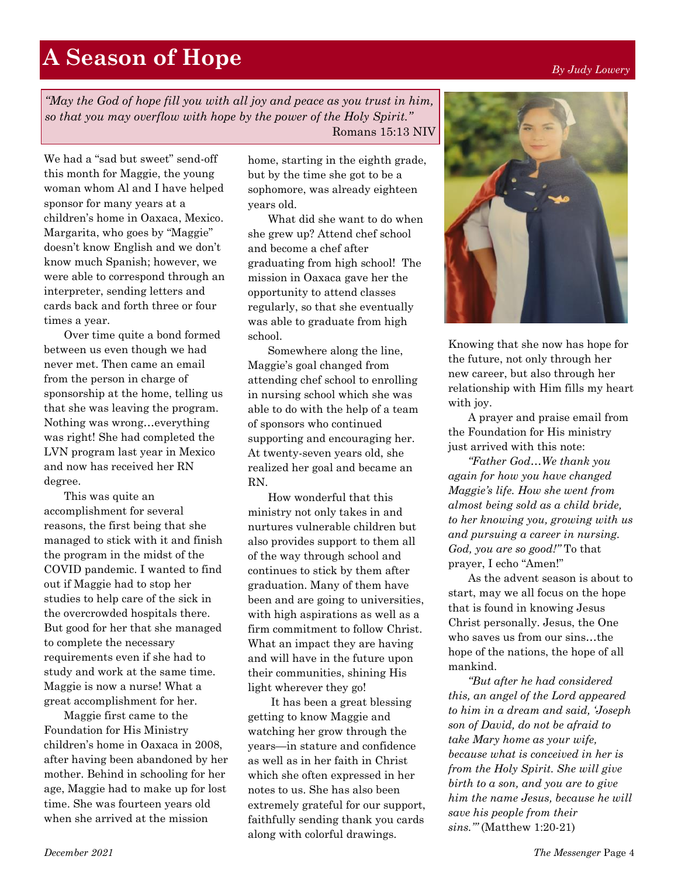# A Season of Hope

*By Judy Lowery*

> *"May the God of hope fill you with all joy and peace as you trust in him, so that you may overflow with hope by the power of the Holy Spirit."*
> Romans 15:13 NIV

We had a "sad but sweet" send-off this month for Maggie, the young woman whom Al and I have helped sponsor for many years at a children's home in Oaxaca, Mexico. Margarita, who goes by "Maggie" doesn't know English and we don't know much Spanish; however, we were able to correspond through an interpreter, sending letters and cards back and forth three or four times a year.

Over time quite a bond formed between us even though we had never met. Then came an email from the person in charge of sponsorship at the home, telling us that she was leaving the program. Nothing was wrong…everything was right! She had completed the LVN program last year in Mexico and now has received her RN degree.

This was quite an accomplishment for several reasons, the first being that she managed to stick with it and finish the program in the midst of the COVID pandemic. I wanted to find out if Maggie had to stop her studies to help care of the sick in the overcrowded hospitals there. But good for her that she managed to complete the necessary requirements even if she had to study and work at the same time. Maggie is now a nurse! What a great accomplishment for her.

Maggie first came to the Foundation for His Ministry children's home in Oaxaca in 2008, after having been abandoned by her mother. Behind in schooling for her age, Maggie had to make up for lost time. She was fourteen years old when she arrived at the mission home, starting in the eighth grade, but by the time she got to be a sophomore, was already eighteen years old.

What did she want to do when she grew up? Attend chef school and become a chef after graduating from high school! The mission in Oaxaca gave her the opportunity to attend classes regularly, so that she eventually was able to graduate from high school.

Somewhere along the line, Maggie's goal changed from attending chef school to enrolling in nursing school which she was able to do with the help of a team of sponsors who continued supporting and encouraging her. At twenty-seven years old, she realized her goal and became an RN.

How wonderful that this ministry not only takes in and nurtures vulnerable children but also provides support to them all of the way through school and continues to stick by them after graduation. Many of them have been and are going to universities, with high aspirations as well as a firm commitment to follow Christ. What an impact they are having and will have in the future upon their communities, shining His light wherever they go!

It has been a great blessing getting to know Maggie and watching her grow through the years—in stature and confidence as well as in her faith in Christ which she often expressed in her notes to us. She has also been extremely grateful for our support, faithfully sending thank you cards along with colorful drawings.

Knowing that she now has hope for the future, not only through her new career, but also through her relationship with Him fills my heart with joy.

A prayer and praise email from the Foundation for His ministry just arrived with this note:

*"Father God…We thank you again for how you have changed Maggie's life. How she went from almost being sold as a child bride, to her knowing you, growing with us and pursuing a career in nursing. God, you are so good!"* To that prayer, I echo "Amen!"

As the advent season is about to start, may we all focus on the hope that is found in knowing Jesus Christ personally. Jesus, the One who saves us from our sins…the hope of the nations, the hope of all mankind.

*"But after he had considered this, an angel of the Lord appeared to him in a dream and said, 'Joseph son of David, do not be afraid to take Mary home as your wife, because what is conceived in her is from the Holy Spirit. She will give birth to a son, and you are to give him the name Jesus, because he will save his people from their sins.'"* (Matthew 1:20-21)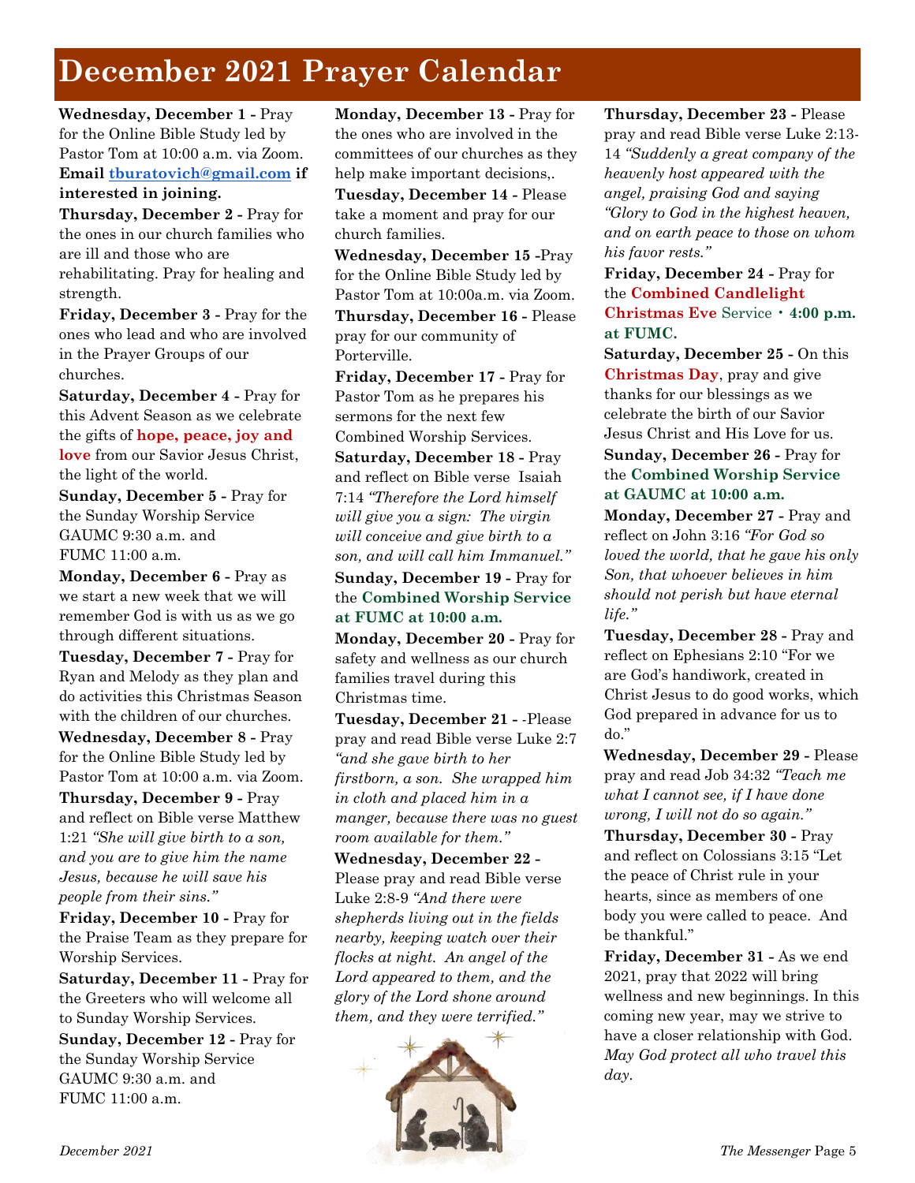# December 2021 Prayer Calendar

**Wednesday, December 1 -** Pray for the Online Bible Study led by Pastor Tom at 10:00 a.m. via Zoom. **Email tburatovich@gmail.com if interested in joining.**

**Thursday, December 2 -** Pray for the ones in our church families who are ill and those who are rehabilitating. Pray for healing and strength.

**Friday, December 3 -** Pray for the ones who lead and who are involved in the Prayer Groups of our churches.

**Saturday, December 4 -** Pray for this Advent Season as we celebrate the gifts of **hope, peace, joy and love** from our Savior Jesus Christ, the light of the world.

**Sunday, December 5 -** Pray for the Sunday Worship Service GAUMC 9:30 a.m. and FUMC 11:00 a.m.

**Monday, December 6 -** Pray as we start a new week that we will remember God is with us as we go through different situations.

**Tuesday, December 7 -** Pray for Ryan and Melody as they plan and do activities this Christmas Season with the children of our churches.

**Wednesday, December 8 -** Pray for the Online Bible Study led by Pastor Tom at 10:00 a.m. via Zoom.

**Thursday, December 9 -** Pray and reflect on Bible verse Matthew 1:21 *"She will give birth to a son, and you are to give him the name Jesus, because he will save his people from their sins."*

**Friday, December 10 -** Pray for the Praise Team as they prepare for Worship Services.

**Saturday, December 11 -** Pray for the Greeters who will welcome all to Sunday Worship Services.

**Sunday, December 12 -** Pray for the Sunday Worship Service GAUMC 9:30 a.m. and FUMC 11:00 a.m.

**Monday, December 13 -** Pray for the ones who are involved in the committees of our churches as they help make important decisions,.

**Tuesday, December 14 -** Please take a moment and pray for our church families.

**Wednesday, December 15 -**Pray for the Online Bible Study led by Pastor Tom at 10:00a.m. via Zoom.

**Thursday, December 16 -** Please pray for our community of Porterville.

**Friday, December 17 -** Pray for Pastor Tom as he prepares his sermons for the next few Combined Worship Services.

**Saturday, December 18 -** Pray and reflect on Bible verse Isaiah 7:14 *"Therefore the Lord himself will give you a sign: The virgin will conceive and give birth to a son, and will call him Immanuel."*

**Sunday, December 19 -** Pray for the **Combined Worship Service at FUMC at 10:00 a.m.**

**Monday, December 20 -** Pray for safety and wellness as our church families travel during this Christmas time.

**Tuesday, December 21 -** -Please pray and read Bible verse Luke 2:7 *"and she gave birth to her firstborn, a son. She wrapped him in cloth and placed him in a manger, because there was no guest room available for them."*

**Wednesday, December 22 -** Please pray and read Bible verse Luke 2:8-9 *"And there were shepherds living out in the fields nearby, keeping watch over their flocks at night. An angel of the Lord appeared to them, and the glory of the Lord shone around them, and they were terrified."*

**Thursday, December 23 -** Please pray and read Bible verse Luke 2:13-14 *"Suddenly a great company of the heavenly host appeared with the angel, praising God and saying "Glory to God in the highest heaven, and on earth peace to those on whom his favor rests."*

**Friday, December 24 -** Pray for the **Combined Candlelight Christmas Eve** Service • **4:00 p.m. at FUMC.**

**Saturday, December 25 -** On this **Christmas Day**, pray and give thanks for our blessings as we celebrate the birth of our Savior Jesus Christ and His Love for us.

**Sunday, December 26 -** Pray for the **Combined Worship Service at GAUMC at 10:00 a.m.**

**Monday, December 27 -** Pray and reflect on John 3:16 *"For God so loved the world, that he gave his only Son, that whoever believes in him should not perish but have eternal life."*

**Tuesday, December 28 -** Pray and reflect on Ephesians 2:10 "For we are God's handiwork, created in Christ Jesus to do good works, which God prepared in advance for us to do."

**Wednesday, December 29 -** Please pray and read Job 34:32 *"Teach me what I cannot see, if I have done wrong, I will not do so again."*

**Thursday, December 30 -** Pray and reflect on Colossians 3:15 "Let the peace of Christ rule in your hearts, since as members of one body you were called to peace. And be thankful."

**Friday, December 31 -** As we end 2021, pray that 2022 will bring wellness and new beginnings. In this coming new year, may we strive to have a closer relationship with God. *May God protect all who travel this day.*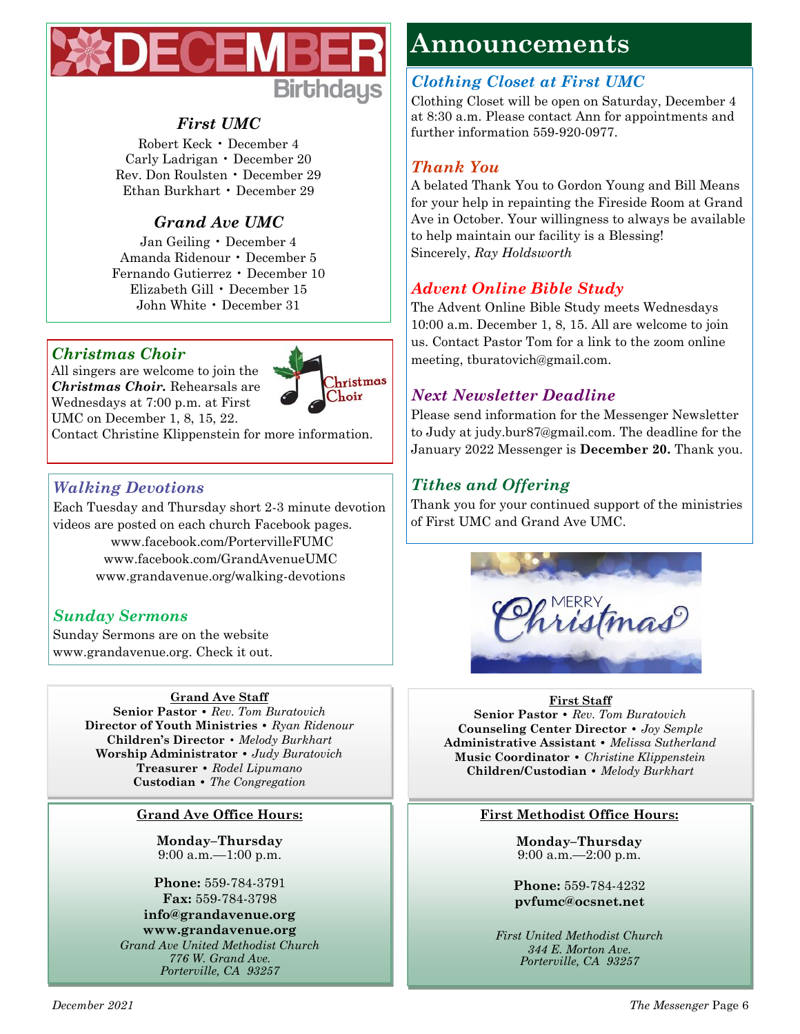# DECEMBER Birthdays

### *First UMC*

Robert Keck • December 4
Carly Ladrigan • December 20
Rev. Don Roulsten • December 29
Ethan Burkhart • December 29

### *Grand Ave UMC*

Jan Geiling • December 4
Amanda Ridenour • December 5
Fernando Gutierrez • December 10
Elizabeth Gill • December 15
John White • December 31

## *Christmas Choir*

All singers are welcome to join the ***Christmas Choir.*** Rehearsals are Wednesdays at 7:00 p.m. at First UMC on December 1, 8, 15, 22.
Contact Christine Klippenstein for more information.

## *Walking Devotions*

Each Tuesday and Thursday short 2-3 minute devotion videos are posted on each church Facebook pages.
www.facebook.com/PortervilleFUMC
www.facebook.com/GrandAvenueUMC
www.grandavenue.org/walking-devotions

## *Sunday Sermons*

Sunday Sermons are on the website www.grandavenue.org. Check it out.

# Announcements

## *Clothing Closet at First UMC*

Clothing Closet will be open on Saturday, December 4 at 8:30 a.m. Please contact Ann for appointments and further information 559-920-0977.

## *Thank You*

A belated Thank You to Gordon Young and Bill Means for your help in repainting the Fireside Room at Grand Ave in October. Your willingness to always be available to help maintain our facility is a Blessing!
Sincerely, *Ray Holdsworth*

## *Advent Online Bible Study*

The Advent Online Bible Study meets Wednesdays 10:00 a.m. December 1, 8, 15. All are welcome to join us. Contact Pastor Tom for a link to the zoom online meeting, tburatovich@gmail.com.

## *Next Newsletter Deadline*

Please send information for the Messenger Newsletter to Judy at judy.bur87@gmail.com. The deadline for the January 2022 Messenger is **December 20.** Thank you.

## *Tithes and Offering*

Thank you for your continued support of the ministries of First UMC and Grand Ave UMC.

MERRY Christmas

**Grand Ave Staff**

**Senior Pastor** • *Rev. Tom Buratovich*
**Director of Youth Ministries** • *Ryan Ridenour*
**Children's Director** • *Melody Burkhart*
**Worship Administrator** • *Judy Buratovich*
**Treasurer** • *Rodel Lipumano*
**Custodian** • *The Congregation*

**Grand Ave Office Hours:**

**Monday–Thursday**
9:00 a.m.—1:00 p.m.

**Phone:** 559-784-3791
**Fax:** 559-784-3798
**info@grandavenue.org**
**www.grandavenue.org**
*Grand Ave United Methodist Church*
*776 W. Grand Ave.*
*Porterville, CA 93257*

**First Staff**

**Senior Pastor** • *Rev. Tom Buratovich*
**Counseling Center Director** • *Joy Semple*
**Administrative Assistant** • *Melissa Sutherland*
**Music Coordinator** • *Christine Klippenstein*
**Children/Custodian** • *Melody Burkhart*

**First Methodist Office Hours:**

**Monday–Thursday**
9:00 a.m.—2:00 p.m.

**Phone:** 559-784-4232
**pvfumc@ocsnet.net**

*First United Methodist Church*
*344 E. Morton Ave.*
*Porterville, CA 93257*